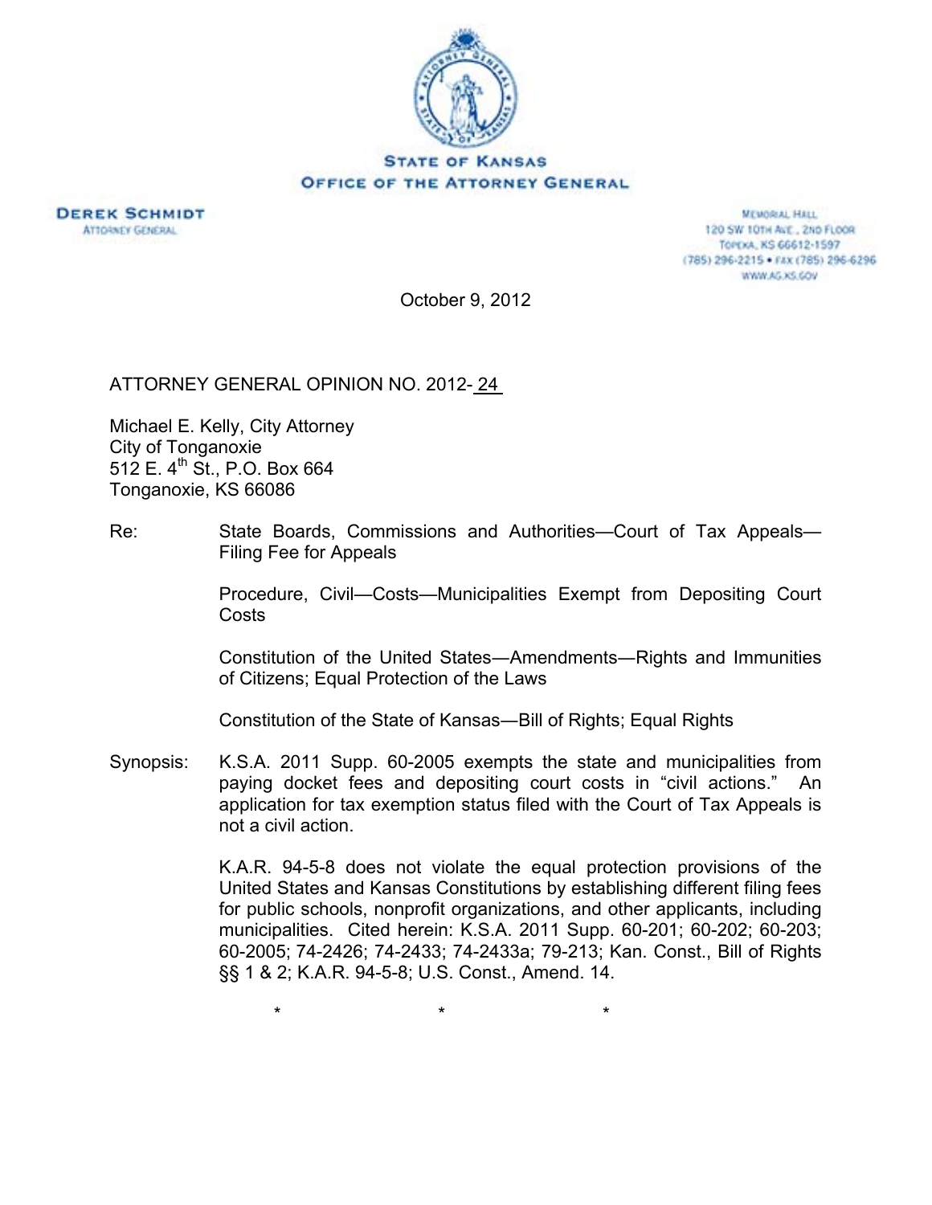STATE OF KANSAS
OFFICE OF THE ATTORNEY GENERAL

**DEREK SCHMIDT**
ATTORNEY GENERAL

MEMORIAL HALL
120 SW 10TH AVE., 2ND FLOOR
TOPEKA, KS 66612-1597
(785) 296-2215 • FAX (785) 296-6296
WWW.AG.KS.GOV

October 9, 2012

ATTORNEY GENERAL OPINION NO. 2012- 24

Michael E. Kelly, City Attorney
City of Tonganoxie
512 E. 4th St., P.O. Box 664
Tonganoxie, KS 66086

Re: State Boards, Commissions and Authorities—Court of Tax Appeals—Filing Fee for Appeals

Procedure, Civil—Costs—Municipalities Exempt from Depositing Court Costs

Constitution of the United States—Amendments—Rights and Immunities of Citizens; Equal Protection of the Laws

Constitution of the State of Kansas—Bill of Rights; Equal Rights

Synopsis: K.S.A. 2011 Supp. 60-2005 exempts the state and municipalities from paying docket fees and depositing court costs in "civil actions." An application for tax exemption status filed with the Court of Tax Appeals is not a civil action.

K.A.R. 94-5-8 does not violate the equal protection provisions of the United States and Kansas Constitutions by establishing different filing fees for public schools, nonprofit organizations, and other applicants, including municipalities. Cited herein: K.S.A. 2011 Supp. 60-201; 60-202; 60-203; 60-2005; 74-2426; 74-2433; 74-2433a; 79-213; Kan. Const., Bill of Rights §§ 1 & 2; K.A.R. 94-5-8; U.S. Const., Amend. 14.

\*  \*  \*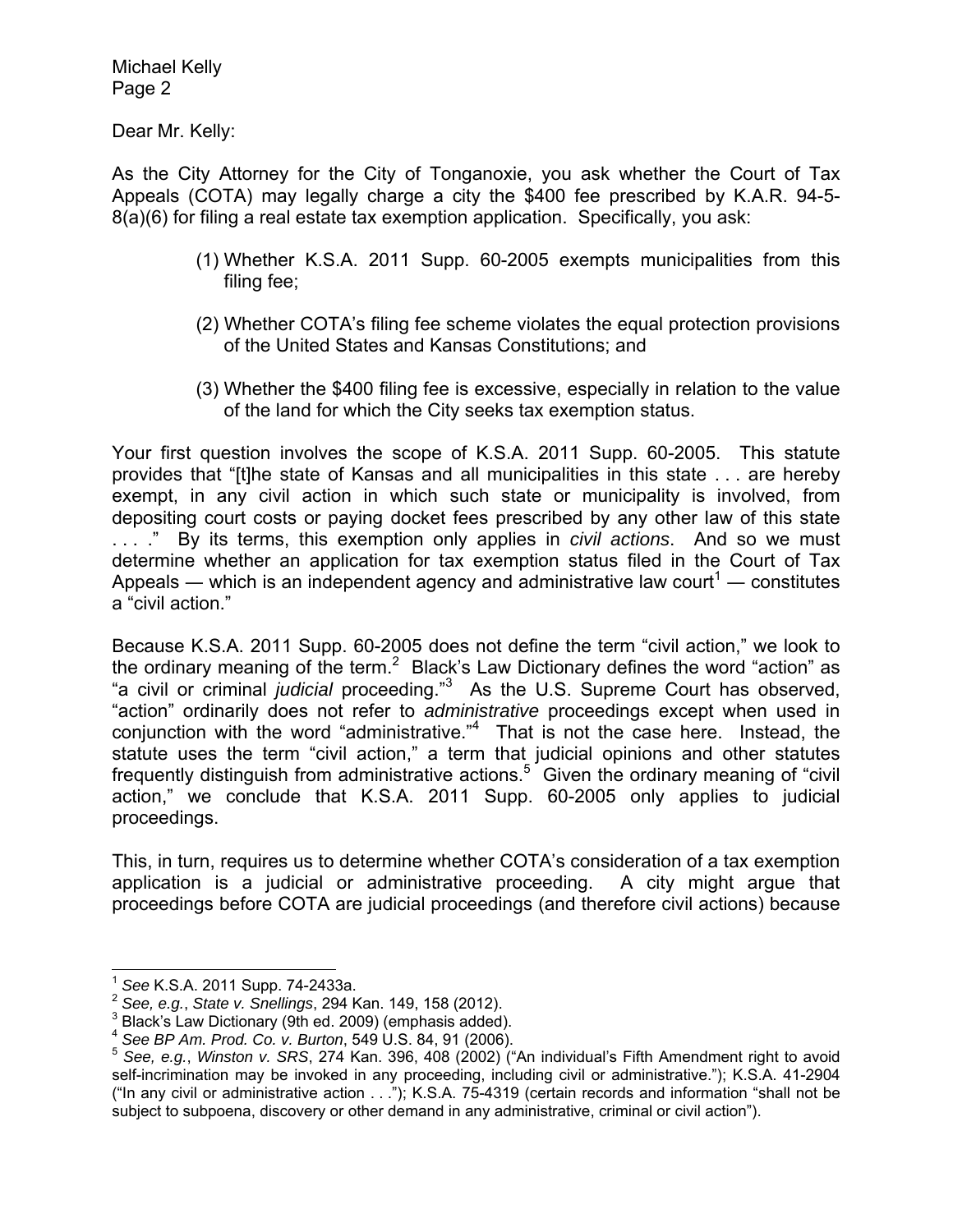Dear Mr. Kelly:

As the City Attorney for the City of Tonganoxie, you ask whether the Court of Tax Appeals (COTA) may legally charge a city the $400 fee prescribed by K.A.R. 94-5-8(a)(6) for filing a real estate tax exemption application. Specifically, you ask:

(1) Whether K.S.A. 2011 Supp. 60-2005 exempts municipalities from this filing fee;

(2) Whether COTA's filing fee scheme violates the equal protection provisions of the United States and Kansas Constitutions; and

(3) Whether the $400 filing fee is excessive, especially in relation to the value of the land for which the City seeks tax exemption status.

Your first question involves the scope of K.S.A. 2011 Supp. 60-2005. This statute provides that "[t]he state of Kansas and all municipalities in this state . . . are hereby exempt, in any civil action in which such state or municipality is involved, from depositing court costs or paying docket fees prescribed by any other law of this state . . . ." By its terms, this exemption only applies in *civil actions*. And so we must determine whether an application for tax exemption status filed in the Court of Tax Appeals — which is an independent agency and administrative law court[1] — constitutes a "civil action."

Because K.S.A. 2011 Supp. 60-2005 does not define the term "civil action," we look to the ordinary meaning of the term.[2] Black's Law Dictionary defines the word "action" as "a civil or criminal *judicial* proceeding."[3] As the U.S. Supreme Court has observed, "action" ordinarily does not refer to *administrative* proceedings except when used in conjunction with the word "administrative."[4] That is not the case here. Instead, the statute uses the term "civil action," a term that judicial opinions and other statutes frequently distinguish from administrative actions.[5] Given the ordinary meaning of "civil action," we conclude that K.S.A. 2011 Supp. 60-2005 only applies to judicial proceedings.

This, in turn, requires us to determine whether COTA's consideration of a tax exemption application is a judicial or administrative proceeding. A city might argue that proceedings before COTA are judicial proceedings (and therefore civil actions) because

---

[1] *See* K.S.A. 2011 Supp. 74-2433a.

[2] *See, e.g.*, *State v. Snellings*, 294 Kan. 149, 158 (2012).

[3] Black's Law Dictionary (9th ed. 2009) (emphasis added).

[4] *See BP Am. Prod. Co. v. Burton*, 549 U.S. 84, 91 (2006).

[5] *See, e.g.*, *Winston v. SRS*, 274 Kan. 396, 408 (2002) ("An individual's Fifth Amendment right to avoid self-incrimination may be invoked in any proceeding, including civil or administrative."); K.S.A. 41-2904 ("In any civil or administrative action . . ."); K.S.A. 75-4319 (certain records and information "shall not be subject to subpoena, discovery or other demand in any administrative, criminal or civil action").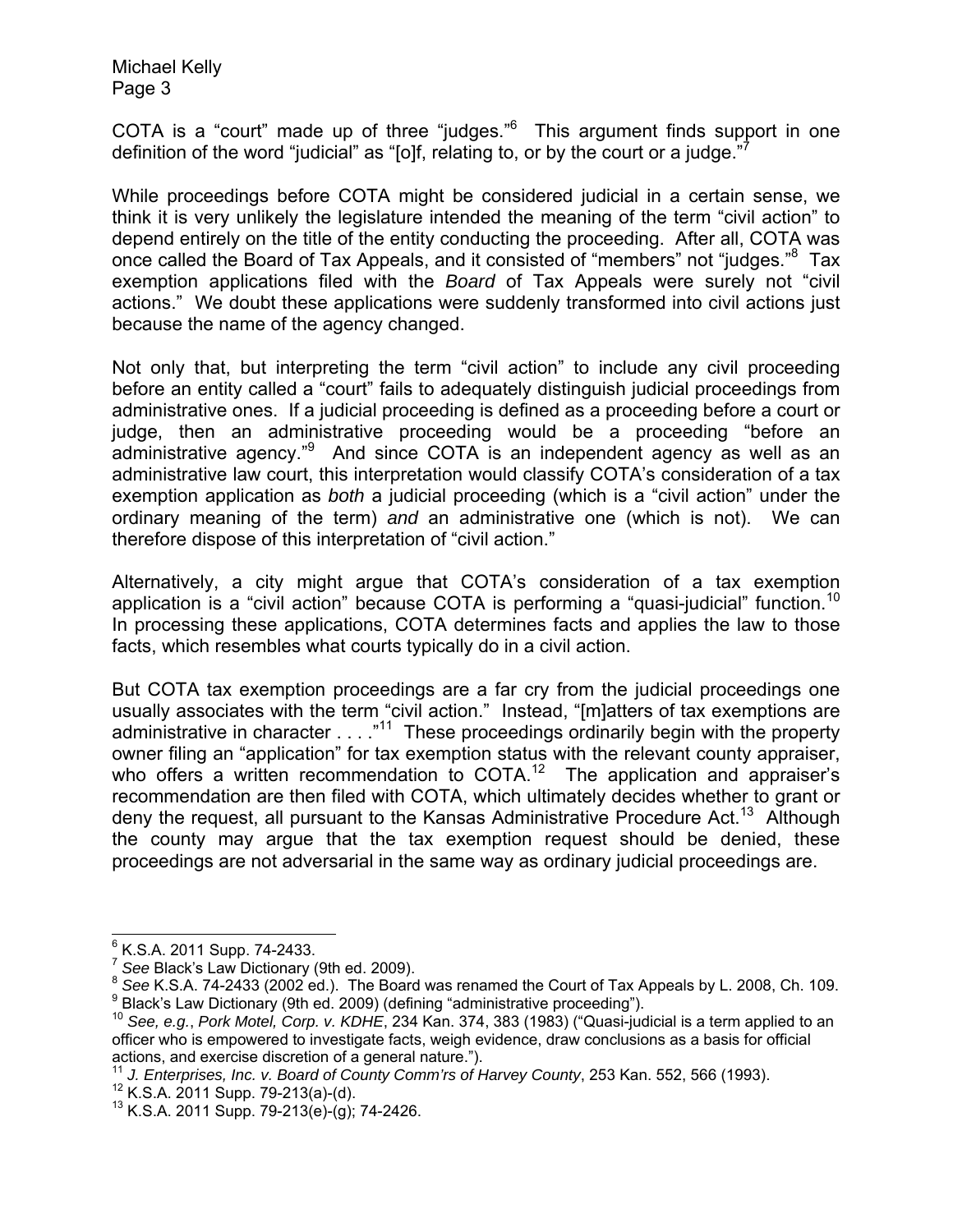COTA is a "court" made up of three "judges."[6] This argument finds support in one definition of the word "judicial" as "[o]f, relating to, or by the court or a judge."[7]

While proceedings before COTA might be considered judicial in a certain sense, we think it is very unlikely the legislature intended the meaning of the term "civil action" to depend entirely on the title of the entity conducting the proceeding. After all, COTA was once called the Board of Tax Appeals, and it consisted of "members" not "judges."[8] Tax exemption applications filed with the *Board* of Tax Appeals were surely not "civil actions." We doubt these applications were suddenly transformed into civil actions just because the name of the agency changed.

Not only that, but interpreting the term "civil action" to include any civil proceeding before an entity called a "court" fails to adequately distinguish judicial proceedings from administrative ones. If a judicial proceeding is defined as a proceeding before a court or judge, then an administrative proceeding would be a proceeding "before an administrative agency."[9] And since COTA is an independent agency as well as an administrative law court, this interpretation would classify COTA's consideration of a tax exemption application as *both* a judicial proceeding (which is a "civil action" under the ordinary meaning of the term) *and* an administrative one (which is not). We can therefore dispose of this interpretation of "civil action."

Alternatively, a city might argue that COTA's consideration of a tax exemption application is a "civil action" because COTA is performing a "quasi-judicial" function.[10] In processing these applications, COTA determines facts and applies the law to those facts, which resembles what courts typically do in a civil action.

But COTA tax exemption proceedings are a far cry from the judicial proceedings one usually associates with the term "civil action." Instead, "[m]atters of tax exemptions are administrative in character . . . ."[11] These proceedings ordinarily begin with the property owner filing an "application" for tax exemption status with the relevant county appraiser, who offers a written recommendation to COTA.[12] The application and appraiser's recommendation are then filed with COTA, which ultimately decides whether to grant or deny the request, all pursuant to the Kansas Administrative Procedure Act.[13] Although the county may argue that the tax exemption request should be denied, these proceedings are not adversarial in the same way as ordinary judicial proceedings are.

---

[6] K.S.A. 2011 Supp. 74-2433.

[7] *See* Black's Law Dictionary (9th ed. 2009).

[8] *See* K.S.A. 74-2433 (2002 ed.). The Board was renamed the Court of Tax Appeals by L. 2008, Ch. 109.

[9] Black's Law Dictionary (9th ed. 2009) (defining "administrative proceeding").

[10] *See, e.g.*, *Pork Motel, Corp. v. KDHE*, 234 Kan. 374, 383 (1983) ("Quasi-judicial is a term applied to an officer who is empowered to investigate facts, weigh evidence, draw conclusions as a basis for official actions, and exercise discretion of a general nature.").

[11] *J. Enterprises, Inc. v. Board of County Comm'rs of Harvey County*, 253 Kan. 552, 566 (1993).

[12] K.S.A. 2011 Supp. 79-213(a)-(d).

[13] K.S.A. 2011 Supp. 79-213(e)-(g); 74-2426.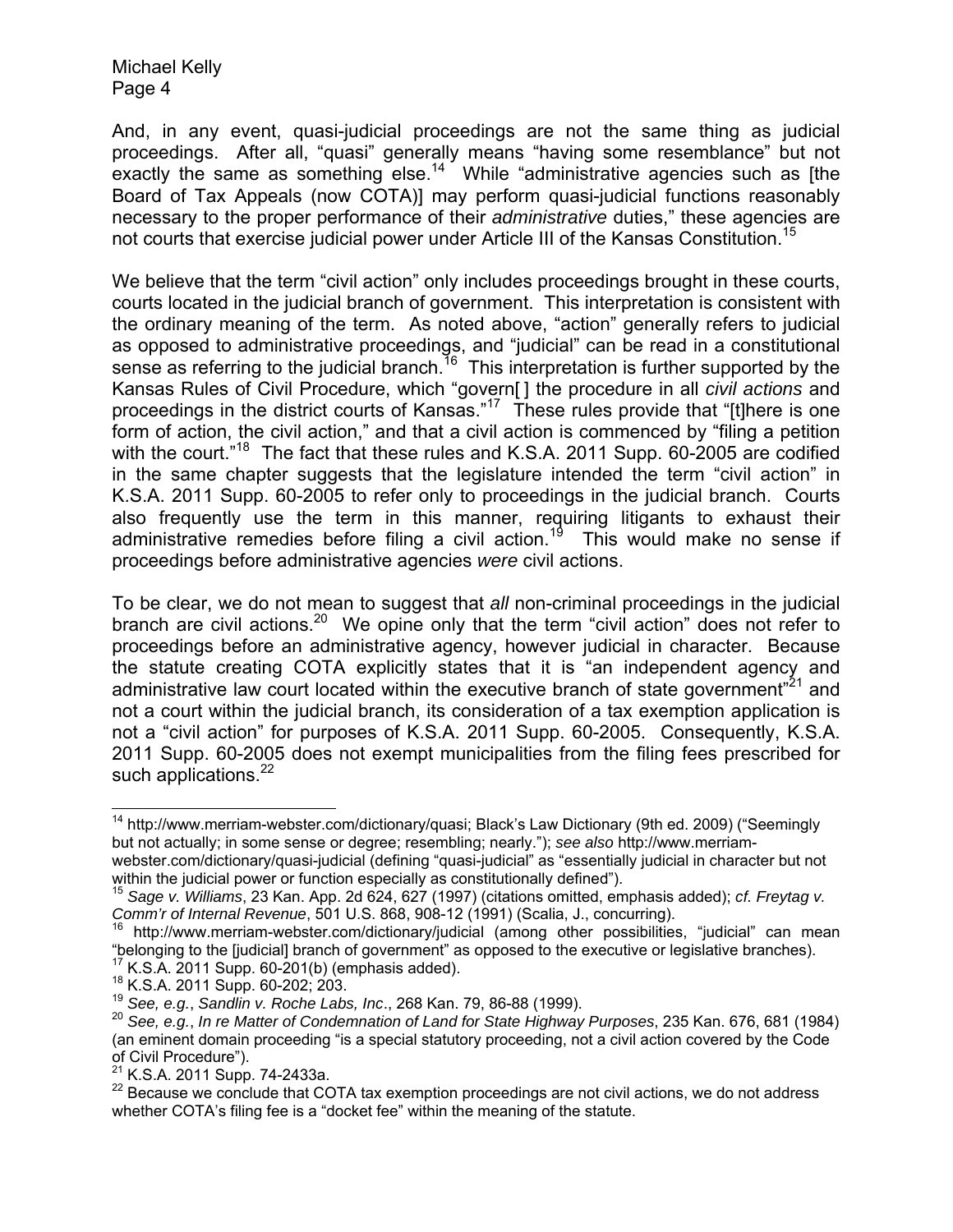And, in any event, quasi-judicial proceedings are not the same thing as judicial proceedings. After all, "quasi" generally means "having some resemblance" but not exactly the same as something else.[14] While "administrative agencies such as [the Board of Tax Appeals (now COTA)] may perform quasi-judicial functions reasonably necessary to the proper performance of their *administrative* duties," these agencies are not courts that exercise judicial power under Article III of the Kansas Constitution.[15]

We believe that the term "civil action" only includes proceedings brought in these courts, courts located in the judicial branch of government. This interpretation is consistent with the ordinary meaning of the term. As noted above, "action" generally refers to judicial as opposed to administrative proceedings, and "judicial" can be read in a constitutional sense as referring to the judicial branch.[16] This interpretation is further supported by the Kansas Rules of Civil Procedure, which "govern[ ] the procedure in all *civil actions* and proceedings in the district courts of Kansas."[17] These rules provide that "[t]here is one form of action, the civil action," and that a civil action is commenced by "filing a petition with the court."[18] The fact that these rules and K.S.A. 2011 Supp. 60-2005 are codified in the same chapter suggests that the legislature intended the term "civil action" in K.S.A. 2011 Supp. 60-2005 to refer only to proceedings in the judicial branch. Courts also frequently use the term in this manner, requiring litigants to exhaust their administrative remedies before filing a civil action.[19] This would make no sense if proceedings before administrative agencies *were* civil actions.

To be clear, we do not mean to suggest that *all* non-criminal proceedings in the judicial branch are civil actions.[20] We opine only that the term "civil action" does not refer to proceedings before an administrative agency, however judicial in character. Because the statute creating COTA explicitly states that it is "an independent agency and administrative law court located within the executive branch of state government"[21] and not a court within the judicial branch, its consideration of a tax exemption application is not a "civil action" for purposes of K.S.A. 2011 Supp. 60-2005. Consequently, K.S.A. 2011 Supp. 60-2005 does not exempt municipalities from the filing fees prescribed for such applications.[22]

---

[14] http://www.merriam-webster.com/dictionary/quasi; Black's Law Dictionary (9th ed. 2009) ("Seemingly but not actually; in some sense or degree; resembling; nearly."); *see also* http://www.merriam-webster.com/dictionary/quasi-judicial (defining "quasi-judicial" as "essentially judicial in character but not within the judicial power or function especially as constitutionally defined").

[15] *Sage v. Williams*, 23 Kan. App. 2d 624, 627 (1997) (citations omitted, emphasis added); *cf. Freytag v. Comm'r of Internal Revenue*, 501 U.S. 868, 908-12 (1991) (Scalia, J., concurring).

[16] http://www.merriam-webster.com/dictionary/judicial (among other possibilities, "judicial" can mean "belonging to the [judicial] branch of government" as opposed to the executive or legislative branches).

[17] K.S.A. 2011 Supp. 60-201(b) (emphasis added).

[18] K.S.A. 2011 Supp. 60-202; 203.

[19] *See, e.g.*, *Sandlin v. Roche Labs, Inc*., 268 Kan. 79, 86-88 (1999).

[20] *See, e.g.*, *In re Matter of Condemnation of Land for State Highway Purposes*, 235 Kan. 676, 681 (1984) (an eminent domain proceeding "is a special statutory proceeding, not a civil action covered by the Code of Civil Procedure").

[21] K.S.A. 2011 Supp. 74-2433a.

[22] Because we conclude that COTA tax exemption proceedings are not civil actions, we do not address whether COTA's filing fee is a "docket fee" within the meaning of the statute.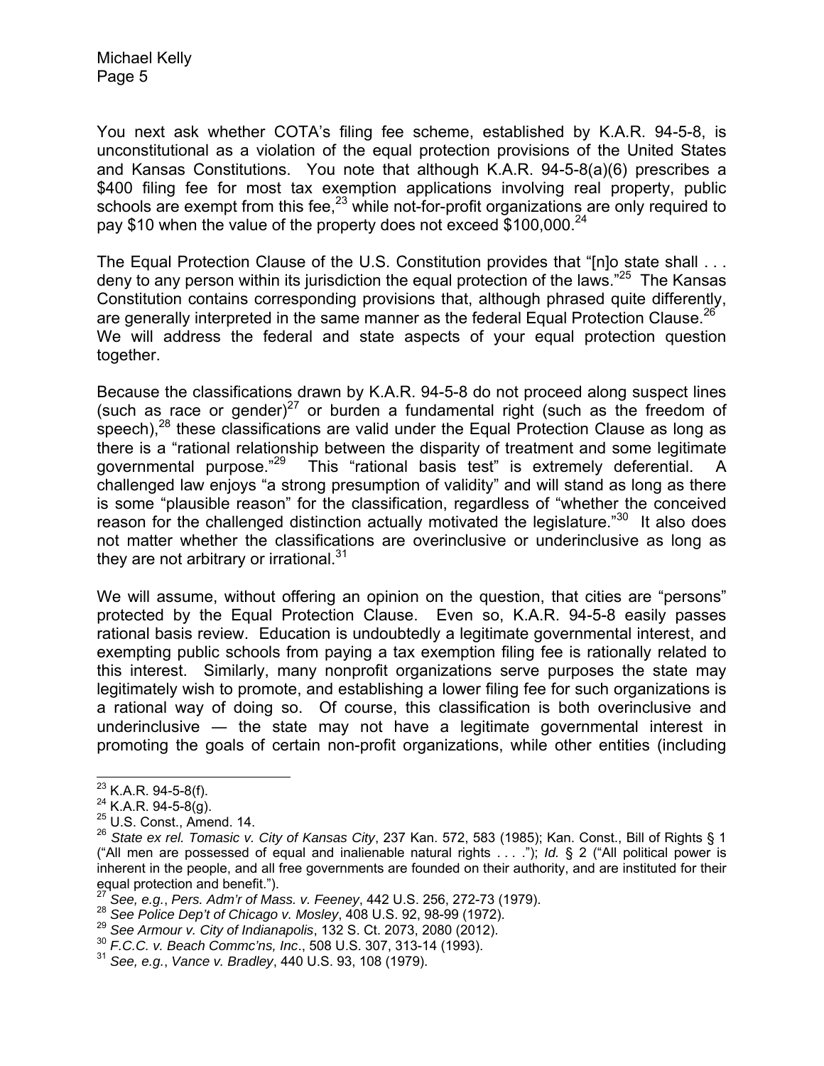You next ask whether COTA's filing fee scheme, established by K.A.R. 94-5-8, is unconstitutional as a violation of the equal protection provisions of the United States and Kansas Constitutions. You note that although K.A.R. 94-5-8(a)(6) prescribes a $400 filing fee for most tax exemption applications involving real property, public schools are exempt from this fee,[23] while not-for-profit organizations are only required to pay $10 when the value of the property does not exceed $100,000.[24]

The Equal Protection Clause of the U.S. Constitution provides that "[n]o state shall . . . deny to any person within its jurisdiction the equal protection of the laws."[25] The Kansas Constitution contains corresponding provisions that, although phrased quite differently, are generally interpreted in the same manner as the federal Equal Protection Clause.[26] We will address the federal and state aspects of your equal protection question together.

Because the classifications drawn by K.A.R. 94-5-8 do not proceed along suspect lines (such as race or gender)[27] or burden a fundamental right (such as the freedom of speech),[28] these classifications are valid under the Equal Protection Clause as long as there is a "rational relationship between the disparity of treatment and some legitimate governmental purpose."[29] This "rational basis test" is extremely deferential. A challenged law enjoys "a strong presumption of validity" and will stand as long as there is some "plausible reason" for the classification, regardless of "whether the conceived reason for the challenged distinction actually motivated the legislature."[30] It also does not matter whether the classifications are overinclusive or underinclusive as long as they are not arbitrary or irrational.[31]

We will assume, without offering an opinion on the question, that cities are "persons" protected by the Equal Protection Clause. Even so, K.A.R. 94-5-8 easily passes rational basis review. Education is undoubtedly a legitimate governmental interest, and exempting public schools from paying a tax exemption filing fee is rationally related to this interest. Similarly, many nonprofit organizations serve purposes the state may legitimately wish to promote, and establishing a lower filing fee for such organizations is a rational way of doing so. Of course, this classification is both overinclusive and underinclusive — the state may not have a legitimate governmental interest in promoting the goals of certain non-profit organizations, while other entities (including

---

[23] K.A.R. 94-5-8(f).

[24] K.A.R. 94-5-8(g).

[25] U.S. Const., Amend. 14.

[26] *State ex rel. Tomasic v. City of Kansas City*, 237 Kan. 572, 583 (1985); Kan. Const., Bill of Rights § 1 ("All men are possessed of equal and inalienable natural rights . . . ."); *Id.* § 2 ("All political power is inherent in the people, and all free governments are founded on their authority, and are instituted for their equal protection and benefit.").

[27] *See, e.g.*, *Pers. Adm'r of Mass. v. Feeney*, 442 U.S. 256, 272-73 (1979).

[28] *See Police Dep't of Chicago v. Mosley*, 408 U.S. 92, 98-99 (1972).

[29] *See Armour v. City of Indianapolis*, 132 S. Ct. 2073, 2080 (2012).

[30] *F.C.C. v. Beach Commc'ns, Inc*., 508 U.S. 307, 313-14 (1993).

[31] *See, e.g.*, *Vance v. Bradley*, 440 U.S. 93, 108 (1979).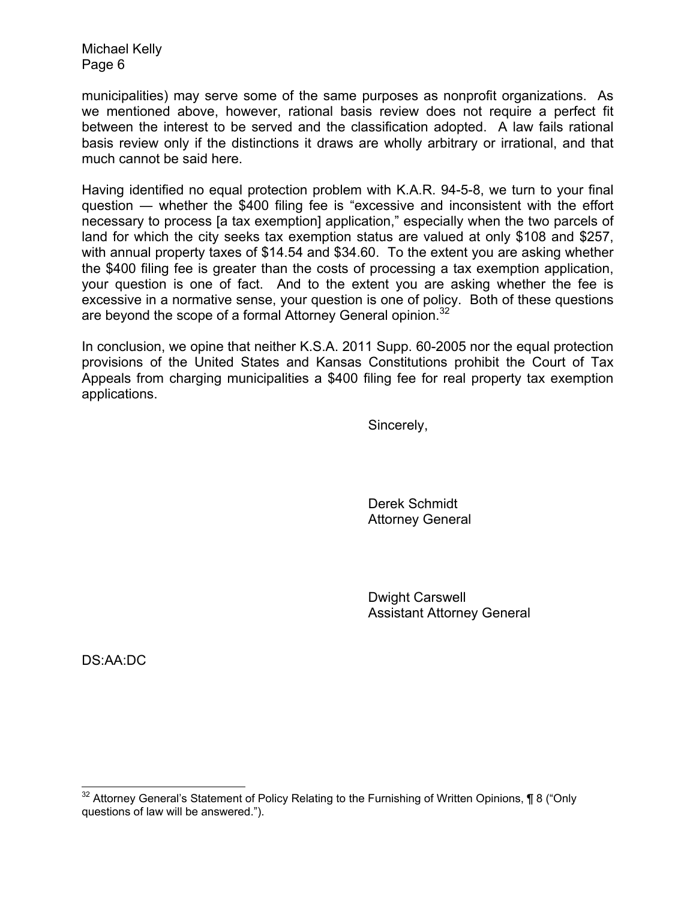municipalities) may serve some of the same purposes as nonprofit organizations. As we mentioned above, however, rational basis review does not require a perfect fit between the interest to be served and the classification adopted. A law fails rational basis review only if the distinctions it draws are wholly arbitrary or irrational, and that much cannot be said here.

Having identified no equal protection problem with K.A.R. 94-5-8, we turn to your final question — whether the $400 filing fee is "excessive and inconsistent with the effort necessary to process [a tax exemption] application," especially when the two parcels of land for which the city seeks tax exemption status are valued at only $108 and $257, with annual property taxes of $14.54 and $34.60. To the extent you are asking whether the $400 filing fee is greater than the costs of processing a tax exemption application, your question is one of fact. And to the extent you are asking whether the fee is excessive in a normative sense, your question is one of policy. Both of these questions are beyond the scope of a formal Attorney General opinion.[32]

In conclusion, we opine that neither K.S.A. 2011 Supp. 60-2005 nor the equal protection provisions of the United States and Kansas Constitutions prohibit the Court of Tax Appeals from charging municipalities a $400 filing fee for real property tax exemption applications.

Sincerely,

Derek Schmidt
Attorney General

Dwight Carswell
Assistant Attorney General

DS:AA:DC

---

[32] Attorney General's Statement of Policy Relating to the Furnishing of Written Opinions, ¶ 8 ("Only questions of law will be answered.").